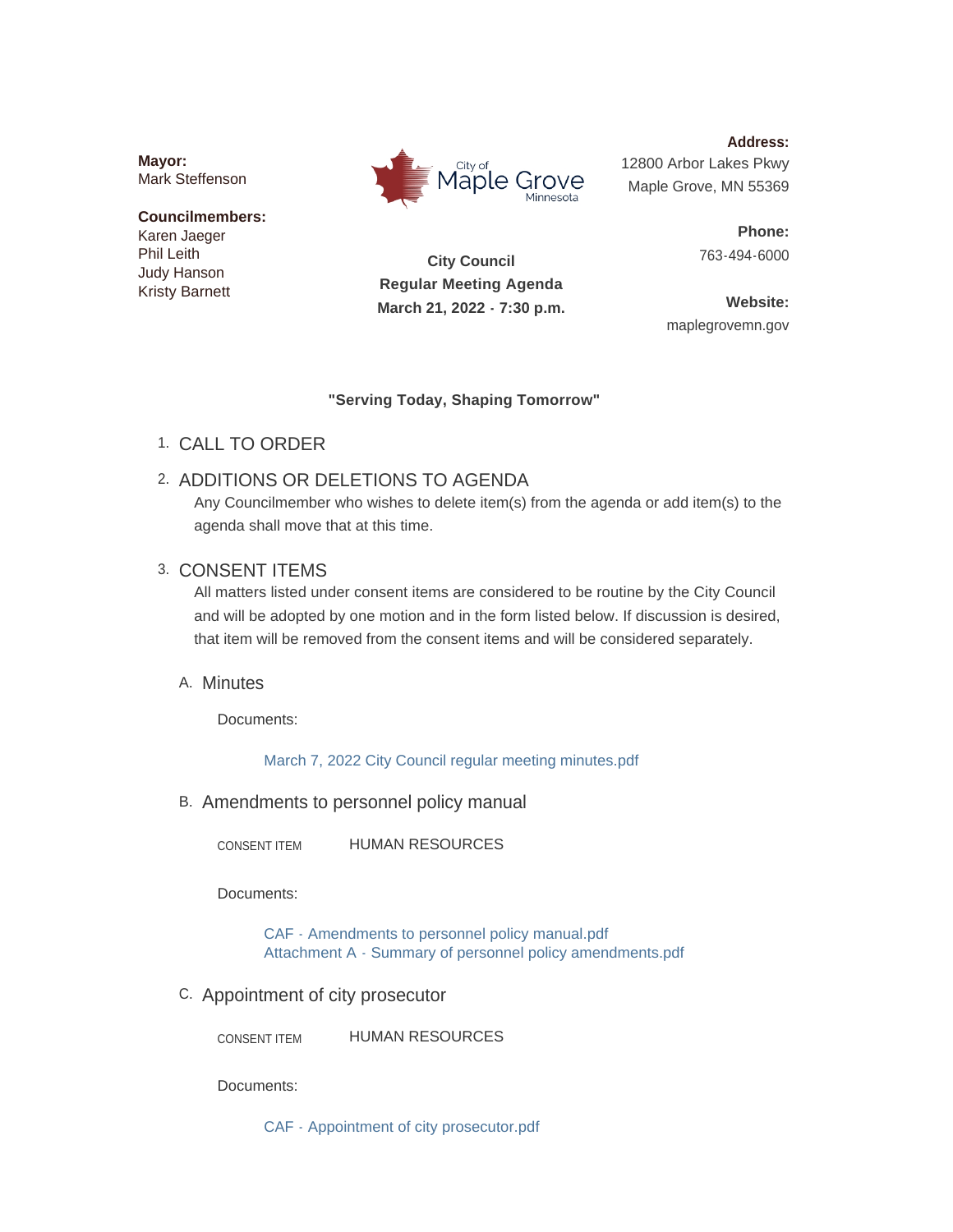**Mayor:**
Mark Steffenson

**Councilmembers:**
Karen Jaeger
Phil Leith
Judy Hanson
Kristy Barnett

City of Maple Grove Minnesota

**City Council**
**Regular Meeting Agenda**
**March 21, 2022 - 7:30 p.m.**

**Address:**
12800 Arbor Lakes Pkwy
Maple Grove, MN 55369

**Phone:**
763-494-6000

**Website:**
maplegrovemn.gov

**"Serving Today, Shaping Tomorrow"**

1. CALL TO ORDER

2. ADDITIONS OR DELETIONS TO AGENDA

   Any Councilmember who wishes to delete item(s) from the agenda or add item(s) to the agenda shall move that at this time.

3. CONSENT ITEMS

   All matters listed under consent items are considered to be routine by the City Council and will be adopted by one motion and in the form listed below. If discussion is desired, that item will be removed from the consent items and will be considered separately.

   A. Minutes

      Documents:

      March 7, 2022 City Council regular meeting minutes.pdf

   B. Amendments to personnel policy manual

      CONSENT ITEM     HUMAN RESOURCES

      Documents:

      CAF - Amendments to personnel policy manual.pdf
      Attachment A - Summary of personnel policy amendments.pdf

   C. Appointment of city prosecutor

      CONSENT ITEM     HUMAN RESOURCES

      Documents:

      CAF - Appointment of city prosecutor.pdf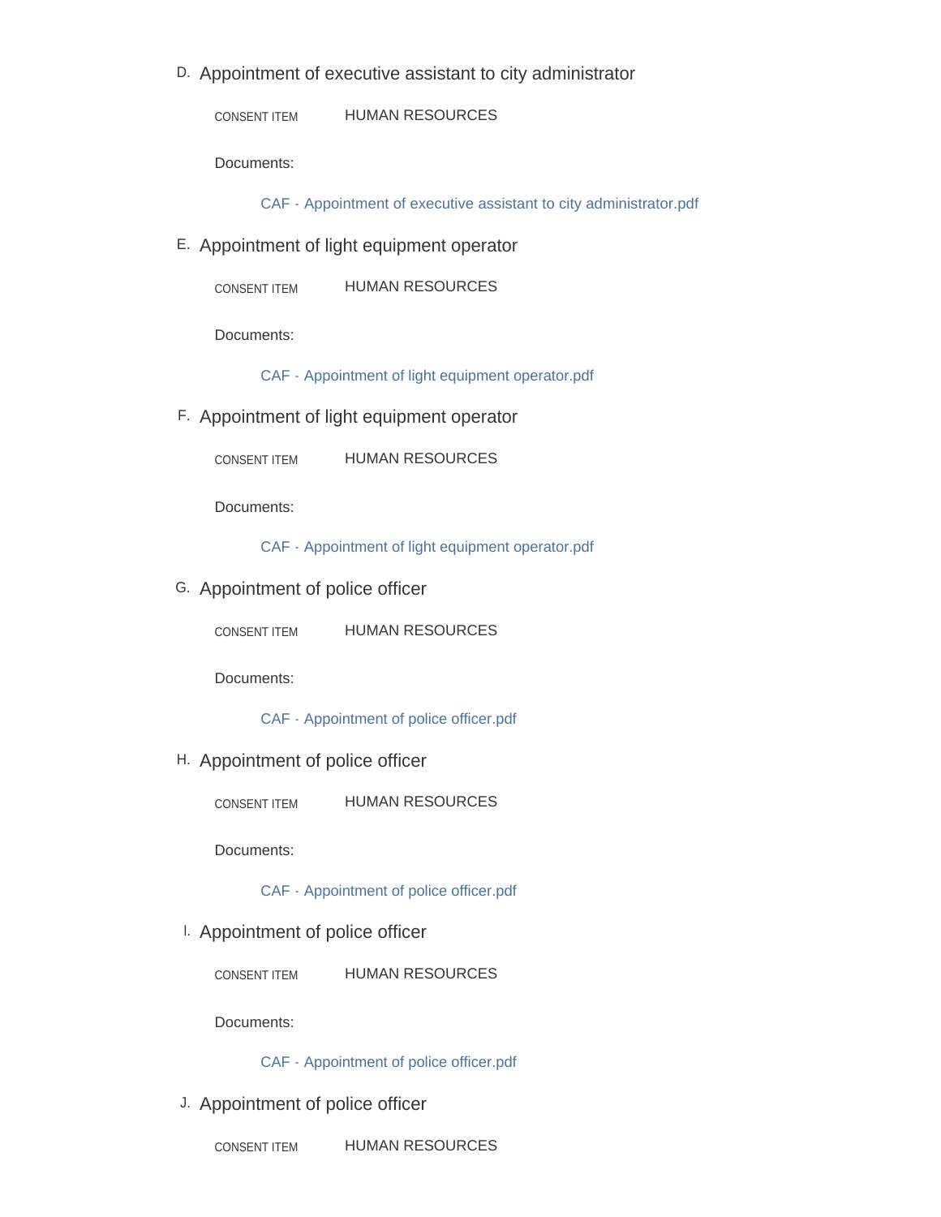D. Appointment of executive assistant to city administrator

CONSENT ITEM HUMAN RESOURCES

Documents:

CAF - Appointment of executive assistant to city administrator.pdf

E. Appointment of light equipment operator

CONSENT ITEM HUMAN RESOURCES

Documents:

CAF - Appointment of light equipment operator.pdf

F. Appointment of light equipment operator

CONSENT ITEM HUMAN RESOURCES

Documents:

CAF - Appointment of light equipment operator.pdf

G. Appointment of police officer

CONSENT ITEM HUMAN RESOURCES

Documents:

CAF - Appointment of police officer.pdf

H. Appointment of police officer

CONSENT ITEM HUMAN RESOURCES

Documents:

CAF - Appointment of police officer.pdf

I. Appointment of police officer

CONSENT ITEM HUMAN RESOURCES

Documents:

CAF - Appointment of police officer.pdf

J. Appointment of police officer

CONSENT ITEM HUMAN RESOURCES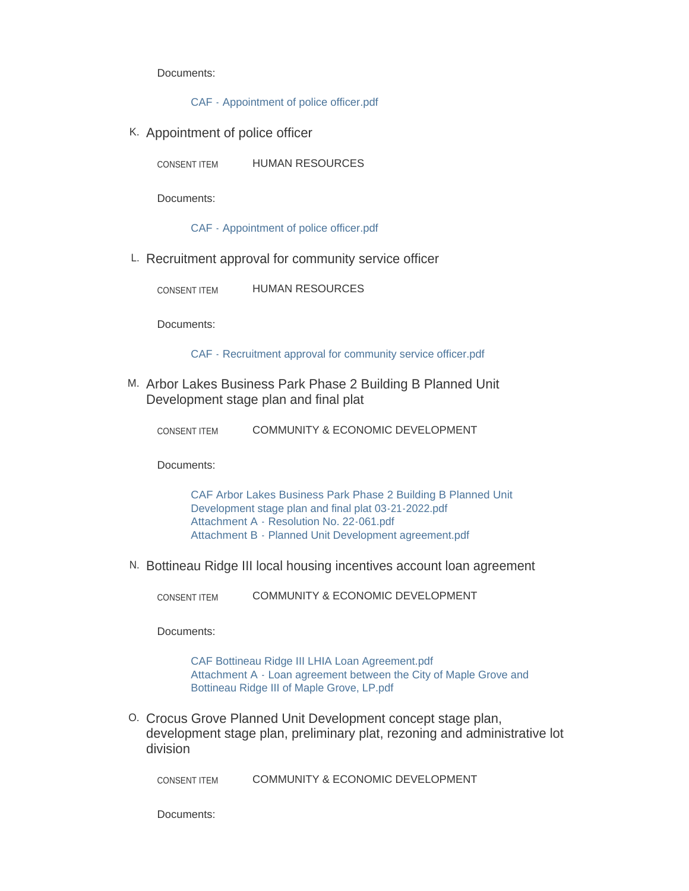Documents:

- CAF - Appointment of police officer.pdf

K. Appointment of police officer

CONSENT ITEM HUMAN RESOURCES

Documents:

- CAF - Appointment of police officer.pdf

L. Recruitment approval for community service officer

CONSENT ITEM HUMAN RESOURCES

Documents:

- CAF - Recruitment approval for community service officer.pdf

M. Arbor Lakes Business Park Phase 2 Building B Planned Unit Development stage plan and final plat

CONSENT ITEM COMMUNITY & ECONOMIC DEVELOPMENT

Documents:

- CAF Arbor Lakes Business Park Phase 2 Building B Planned Unit Development stage plan and final plat 03-21-2022.pdf
- Attachment A - Resolution No. 22-061.pdf
- Attachment B - Planned Unit Development agreement.pdf

N. Bottineau Ridge III local housing incentives account loan agreement

CONSENT ITEM COMMUNITY & ECONOMIC DEVELOPMENT

Documents:

- CAF Bottineau Ridge III LHIA Loan Agreement.pdf
- Attachment A - Loan agreement between the City of Maple Grove and Bottineau Ridge III of Maple Grove, LP.pdf

O. Crocus Grove Planned Unit Development concept stage plan, development stage plan, preliminary plat, rezoning and administrative lot division

CONSENT ITEM COMMUNITY & ECONOMIC DEVELOPMENT

Documents: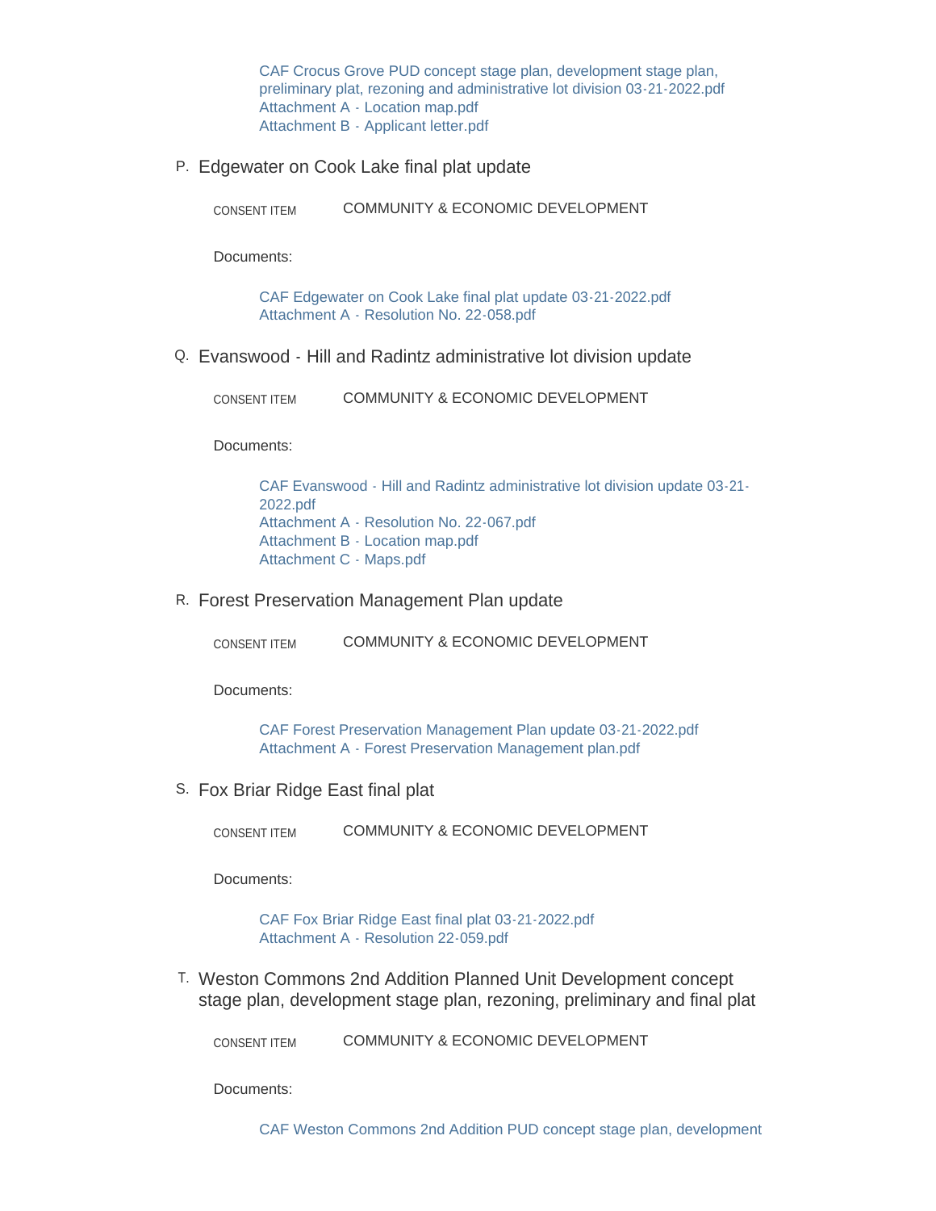CAF Crocus Grove PUD concept stage plan, development stage plan, preliminary plat, rezoning and administrative lot division 03-21-2022.pdf
Attachment A - Location map.pdf
Attachment B - Applicant letter.pdf

P. Edgewater on Cook Lake final plat update

CONSENT ITEM COMMUNITY & ECONOMIC DEVELOPMENT

Documents:

CAF Edgewater on Cook Lake final plat update 03-21-2022.pdf
Attachment A - Resolution No. 22-058.pdf

Q. Evanswood - Hill and Radintz administrative lot division update

CONSENT ITEM COMMUNITY & ECONOMIC DEVELOPMENT

Documents:

CAF Evanswood - Hill and Radintz administrative lot division update 03-21-2022.pdf
Attachment A - Resolution No. 22-067.pdf
Attachment B - Location map.pdf
Attachment C - Maps.pdf

R. Forest Preservation Management Plan update

CONSENT ITEM COMMUNITY & ECONOMIC DEVELOPMENT

Documents:

CAF Forest Preservation Management Plan update 03-21-2022.pdf
Attachment A - Forest Preservation Management plan.pdf

S. Fox Briar Ridge East final plat

CONSENT ITEM COMMUNITY & ECONOMIC DEVELOPMENT

Documents:

CAF Fox Briar Ridge East final plat 03-21-2022.pdf
Attachment A - Resolution 22-059.pdf

T. Weston Commons 2nd Addition Planned Unit Development concept stage plan, development stage plan, rezoning, preliminary and final plat

CONSENT ITEM COMMUNITY & ECONOMIC DEVELOPMENT

Documents:

CAF Weston Commons 2nd Addition PUD concept stage plan, development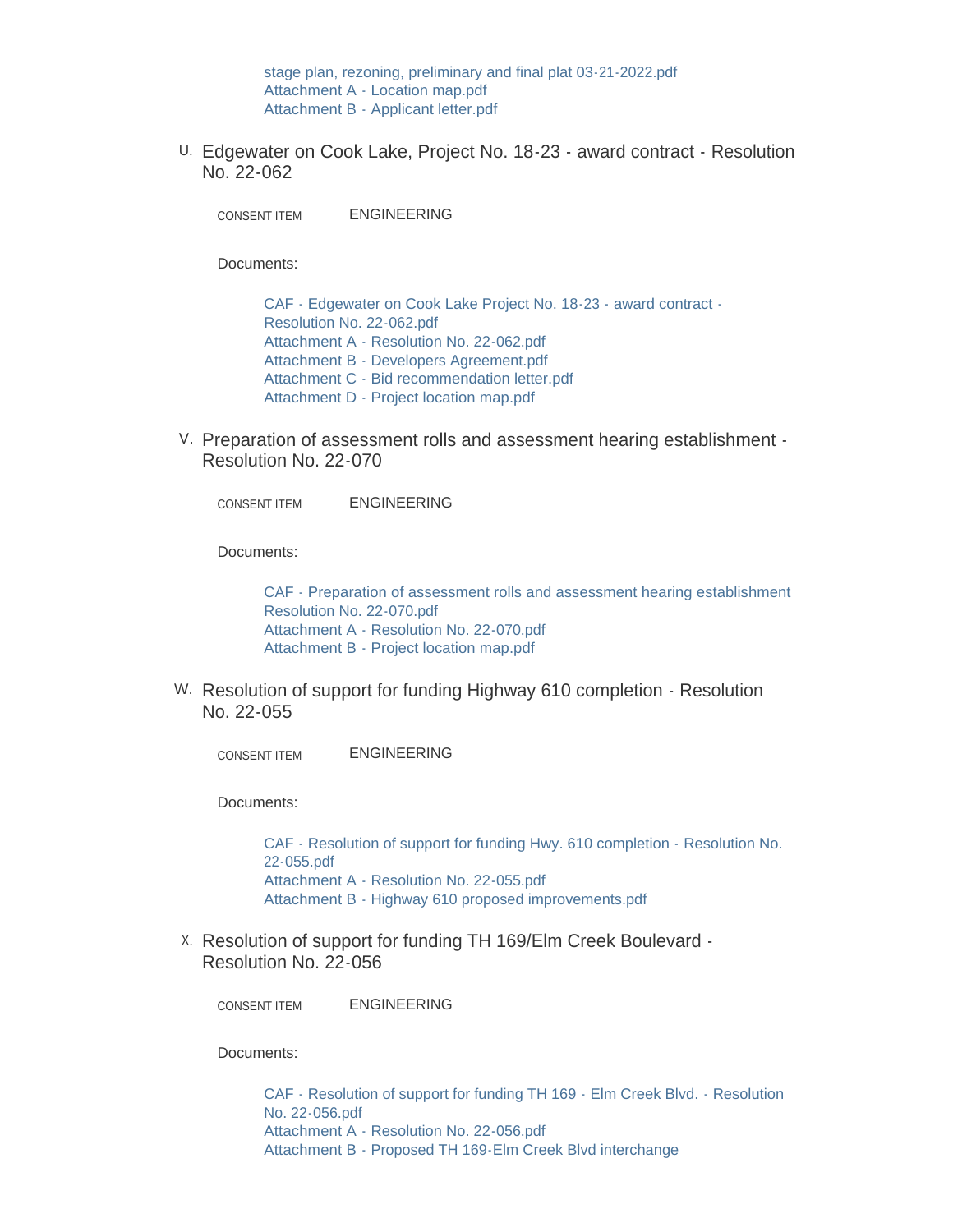stage plan, rezoning, preliminary and final plat 03-21-2022.pdf
Attachment A - Location map.pdf
Attachment B - Applicant letter.pdf

U. Edgewater on Cook Lake, Project No. 18-23 - award contract - Resolution No. 22-062

CONSENT ITEM ENGINEERING

Documents:

CAF - Edgewater on Cook Lake Project No. 18-23 - award contract - Resolution No. 22-062.pdf
Attachment A - Resolution No. 22-062.pdf
Attachment B - Developers Agreement.pdf
Attachment C - Bid recommendation letter.pdf
Attachment D - Project location map.pdf

V. Preparation of assessment rolls and assessment hearing establishment - Resolution No. 22-070

CONSENT ITEM ENGINEERING

Documents:

CAF - Preparation of assessment rolls and assessment hearing establishment Resolution No. 22-070.pdf
Attachment A - Resolution No. 22-070.pdf
Attachment B - Project location map.pdf

W. Resolution of support for funding Highway 610 completion - Resolution No. 22-055

CONSENT ITEM ENGINEERING

Documents:

CAF - Resolution of support for funding Hwy. 610 completion - Resolution No. 22-055.pdf
Attachment A - Resolution No. 22-055.pdf
Attachment B - Highway 610 proposed improvements.pdf

X. Resolution of support for funding TH 169/Elm Creek Boulevard - Resolution No. 22-056

CONSENT ITEM ENGINEERING

Documents:

CAF - Resolution of support for funding TH 169 - Elm Creek Blvd. - Resolution No. 22-056.pdf
Attachment A - Resolution No. 22-056.pdf
Attachment B - Proposed TH 169-Elm Creek Blvd interchange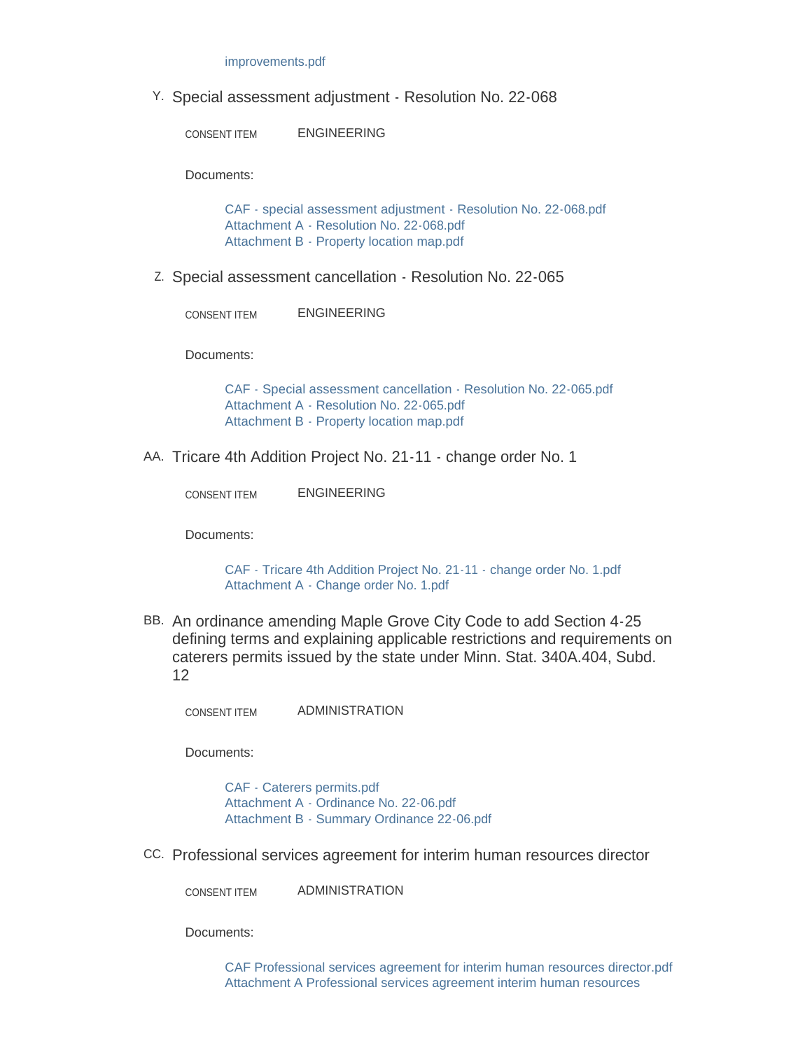improvements.pdf

Y. Special assessment adjustment - Resolution No. 22-068

CONSENT ITEM ENGINEERING

Documents:

CAF - special assessment adjustment - Resolution No. 22-068.pdf
Attachment A - Resolution No. 22-068.pdf
Attachment B - Property location map.pdf

Z. Special assessment cancellation - Resolution No. 22-065

CONSENT ITEM ENGINEERING

Documents:

CAF - Special assessment cancellation - Resolution No. 22-065.pdf
Attachment A - Resolution No. 22-065.pdf
Attachment B - Property location map.pdf

AA. Tricare 4th Addition Project No. 21-11 - change order No. 1

CONSENT ITEM ENGINEERING

Documents:

CAF - Tricare 4th Addition Project No. 21-11 - change order No. 1.pdf
Attachment A - Change order No. 1.pdf

BB. An ordinance amending Maple Grove City Code to add Section 4-25 defining terms and explaining applicable restrictions and requirements on caterers permits issued by the state under Minn. Stat. 340A.404, Subd. 12

CONSENT ITEM ADMINISTRATION

Documents:

CAF - Caterers permits.pdf
Attachment A - Ordinance No. 22-06.pdf
Attachment B - Summary Ordinance 22-06.pdf

CC. Professional services agreement for interim human resources director

CONSENT ITEM ADMINISTRATION

Documents:

CAF Professional services agreement for interim human resources director.pdf
Attachment A Professional services agreement interim human resources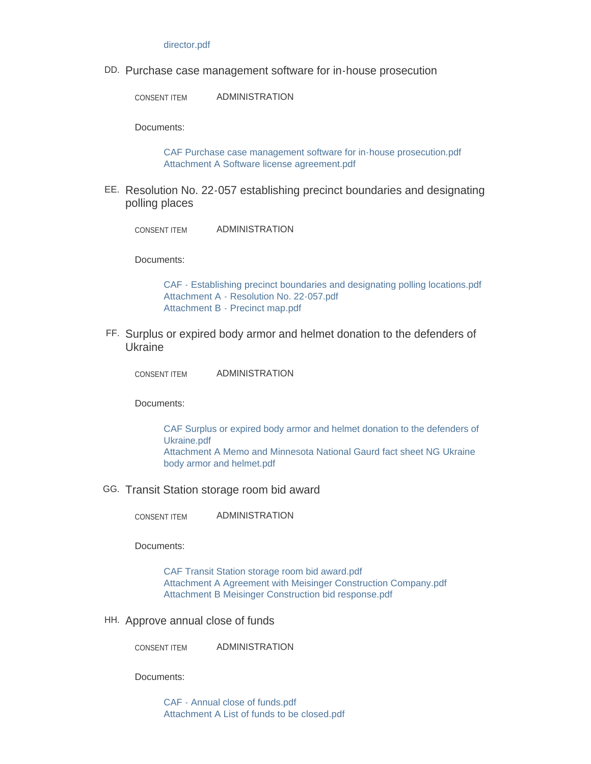director.pdf

DD. Purchase case management software for in-house prosecution

CONSENT ITEM ADMINISTRATION

Documents:

- CAF Purchase case management software for in-house prosecution.pdf
- Attachment A Software license agreement.pdf

EE. Resolution No. 22-057 establishing precinct boundaries and designating polling places

CONSENT ITEM ADMINISTRATION

Documents:

- CAF - Establishing precinct boundaries and designating polling locations.pdf
- Attachment A - Resolution No. 22-057.pdf
- Attachment B - Precinct map.pdf

FF. Surplus or expired body armor and helmet donation to the defenders of Ukraine

CONSENT ITEM ADMINISTRATION

Documents:

- CAF Surplus or expired body armor and helmet donation to the defenders of Ukraine.pdf
- Attachment A Memo and Minnesota National Gaurd fact sheet NG Ukraine body armor and helmet.pdf

GG. Transit Station storage room bid award

CONSENT ITEM ADMINISTRATION

Documents:

- CAF Transit Station storage room bid award.pdf
- Attachment A Agreement with Meisinger Construction Company.pdf
- Attachment B Meisinger Construction bid response.pdf

HH. Approve annual close of funds

CONSENT ITEM ADMINISTRATION

Documents:

- CAF - Annual close of funds.pdf
- Attachment A List of funds to be closed.pdf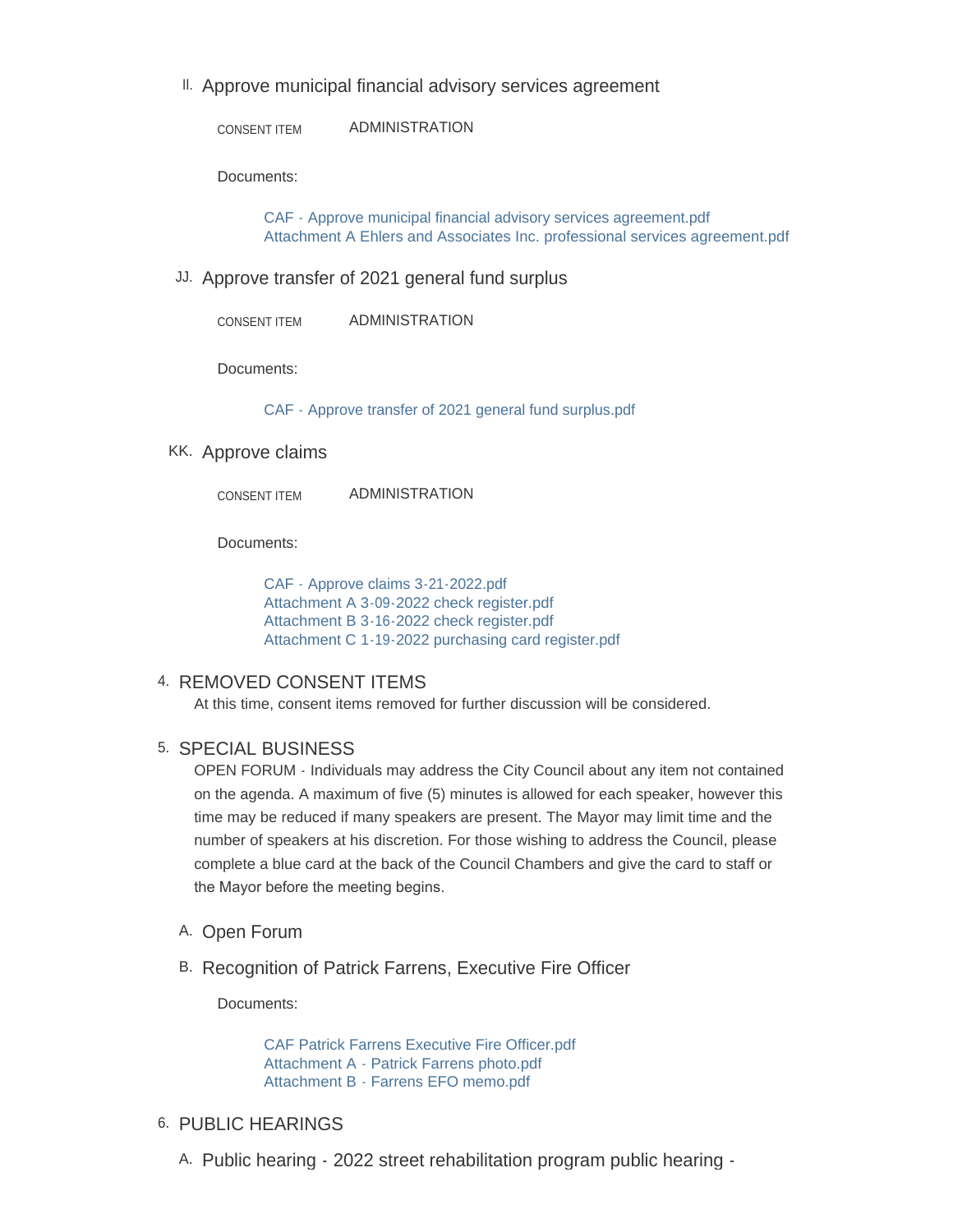II. Approve municipal financial advisory services agreement

CONSENT ITEM ADMINISTRATION

Documents:

- CAF - Approve municipal financial advisory services agreement.pdf
- Attachment A Ehlers and Associates Inc. professional services agreement.pdf

JJ. Approve transfer of 2021 general fund surplus

CONSENT ITEM ADMINISTRATION

Documents:

- CAF - Approve transfer of 2021 general fund surplus.pdf

KK. Approve claims

CONSENT ITEM ADMINISTRATION

Documents:

- CAF - Approve claims 3-21-2022.pdf
- Attachment A 3-09-2022 check register.pdf
- Attachment B 3-16-2022 check register.pdf
- Attachment C 1-19-2022 purchasing card register.pdf

## 4. REMOVED CONSENT ITEMS

At this time, consent items removed for further discussion will be considered.

## 5. SPECIAL BUSINESS

OPEN FORUM - Individuals may address the City Council about any item not contained on the agenda. A maximum of five (5) minutes is allowed for each speaker, however this time may be reduced if many speakers are present. The Mayor may limit time and the number of speakers at his discretion. For those wishing to address the Council, please complete a blue card at the back of the Council Chambers and give the card to staff or the Mayor before the meeting begins.

A. Open Forum

B. Recognition of Patrick Farrens, Executive Fire Officer

Documents:

- CAF Patrick Farrens Executive Fire Officer.pdf
- Attachment A - Patrick Farrens photo.pdf
- Attachment B - Farrens EFO memo.pdf

## 6. PUBLIC HEARINGS

A. Public hearing - 2022 street rehabilitation program public hearing -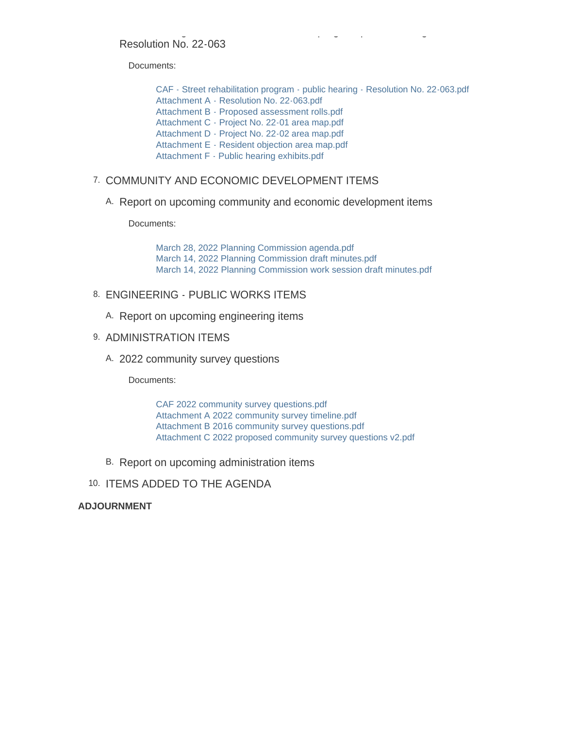Resolution No. 22-063

Documents:

- CAF - Street rehabilitation program - public hearing - Resolution No. 22-063.pdf
- Attachment A - Resolution No. 22-063.pdf
- Attachment B - Proposed assessment rolls.pdf
- Attachment C - Project No. 22-01 area map.pdf
- Attachment D - Project No. 22-02 area map.pdf
- Attachment E - Resident objection area map.pdf
- Attachment F - Public hearing exhibits.pdf

7. COMMUNITY AND ECONOMIC DEVELOPMENT ITEMS

   A. Report on upcoming community and economic development items

   Documents:

   - March 28, 2022 Planning Commission agenda.pdf
   - March 14, 2022 Planning Commission draft minutes.pdf
   - March 14, 2022 Planning Commission work session draft minutes.pdf

8. ENGINEERING - PUBLIC WORKS ITEMS

   A. Report on upcoming engineering items

9. ADMINISTRATION ITEMS

   A. 2022 community survey questions

   Documents:

   - CAF 2022 community survey questions.pdf
   - Attachment A 2022 community survey timeline.pdf
   - Attachment B 2016 community survey questions.pdf
   - Attachment C 2022 proposed community survey questions v2.pdf

   B. Report on upcoming administration items

10. ITEMS ADDED TO THE AGENDA

**ADJOURNMENT**